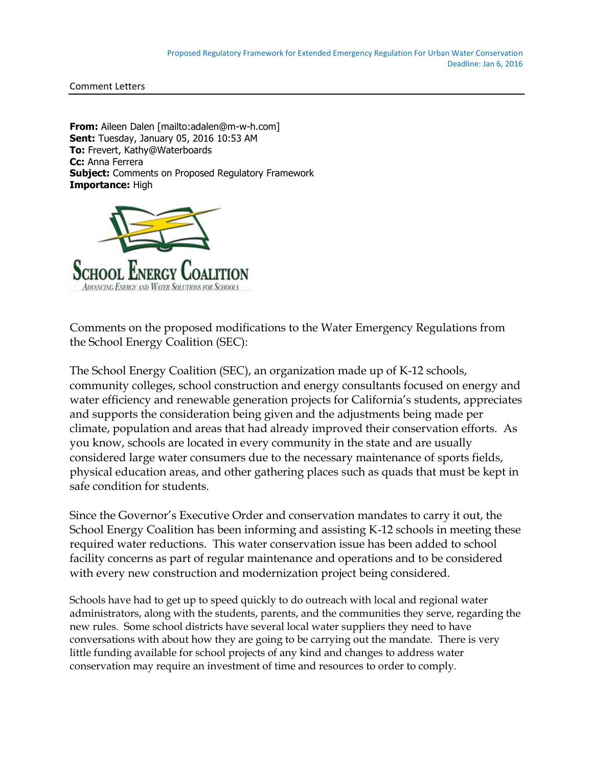Proposed Regulatory Framework for Extended Emergency Regulation For Urban Water Conservation
Deadline: Jan 6, 2016

Comment Letters

**From:** Aileen Dalen [mailto:adalen@m-w-h.com]
**Sent:** Tuesday, January 05, 2016 10:53 AM
**To:** Frevert, Kathy@Waterboards
**Cc:** Anna Ferrera
**Subject:** Comments on Proposed Regulatory Framework
**Importance:** High

SCHOOL ENERGY COALITION
ADVANCING ENERGY AND WATER SOLUTIONS FOR SCHOOLS

Comments on the proposed modifications to the Water Emergency Regulations from the School Energy Coalition (SEC):

The School Energy Coalition (SEC), an organization made up of K-12 schools, community colleges, school construction and energy consultants focused on energy and water efficiency and renewable generation projects for California's students, appreciates and supports the consideration being given and the adjustments being made per climate, population and areas that had already improved their conservation efforts. As you know, schools are located in every community in the state and are usually considered large water consumers due to the necessary maintenance of sports fields, physical education areas, and other gathering places such as quads that must be kept in safe condition for students.

Since the Governor's Executive Order and conservation mandates to carry it out, the School Energy Coalition has been informing and assisting K-12 schools in meeting these required water reductions. This water conservation issue has been added to school facility concerns as part of regular maintenance and operations and to be considered with every new construction and modernization project being considered.

Schools have had to get up to speed quickly to do outreach with local and regional water administrators, along with the students, parents, and the communities they serve, regarding the new rules. Some school districts have several local water suppliers they need to have conversations with about how they are going to be carrying out the mandate. There is very little funding available for school projects of any kind and changes to address water conservation may require an investment of time and resources to order to comply.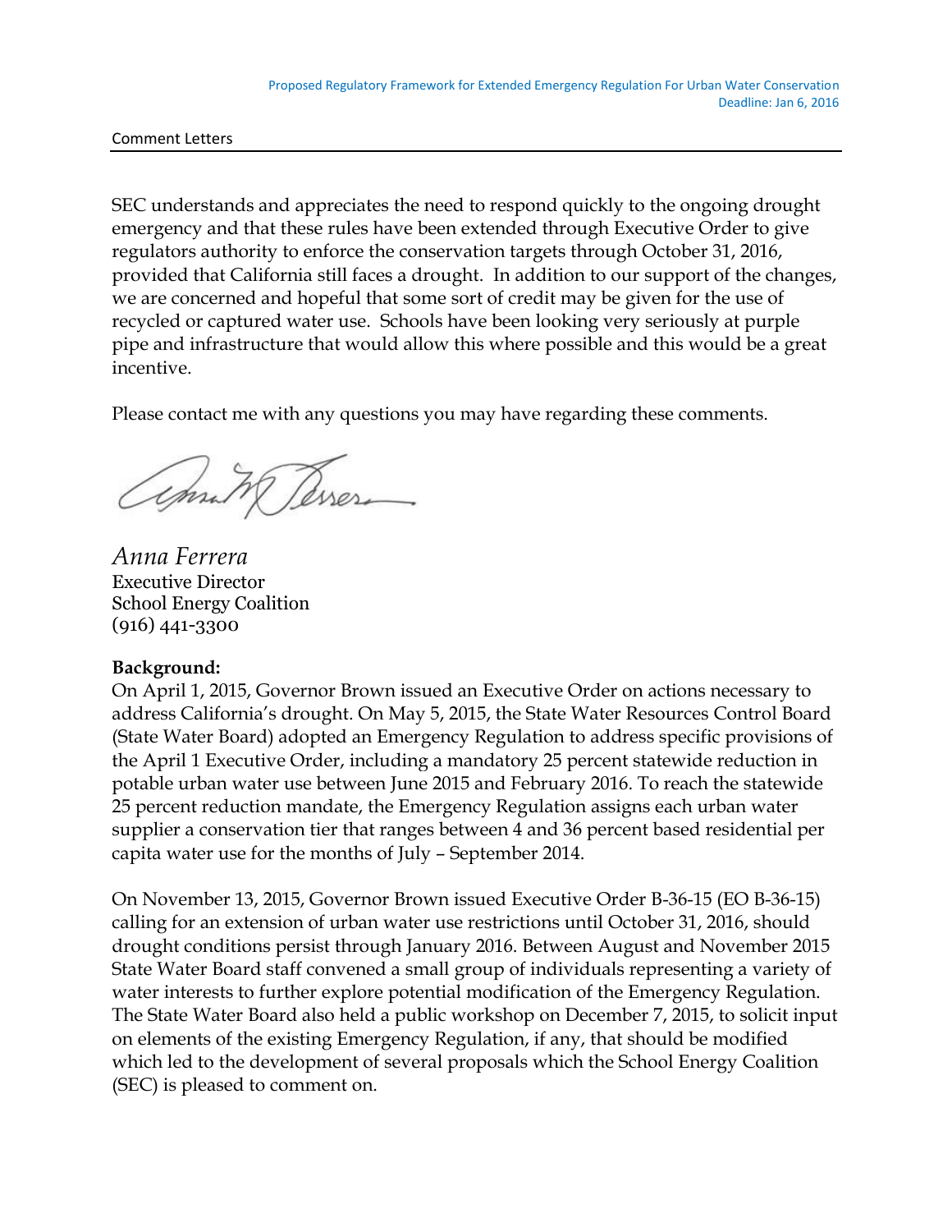Comment Letters

SEC understands and appreciates the need to respond quickly to the ongoing drought emergency and that these rules have been extended through Executive Order to give regulators authority to enforce the conservation targets through October 31, 2016, provided that California still faces a drought. In addition to our support of the changes, we are concerned and hopeful that some sort of credit may be given for the use of recycled or captured water use. Schools have been looking very seriously at purple pipe and infrastructure that would allow this where possible and this would be a great incentive.

Please contact me with any questions you may have regarding these comments.

*Anna Ferrera*
Executive Director
School Energy Coalition
(916) 441-3300

**Background:**
On April 1, 2015, Governor Brown issued an Executive Order on actions necessary to address California's drought. On May 5, 2015, the State Water Resources Control Board (State Water Board) adopted an Emergency Regulation to address specific provisions of the April 1 Executive Order, including a mandatory 25 percent statewide reduction in potable urban water use between June 2015 and February 2016. To reach the statewide 25 percent reduction mandate, the Emergency Regulation assigns each urban water supplier a conservation tier that ranges between 4 and 36 percent based residential per capita water use for the months of July – September 2014.

On November 13, 2015, Governor Brown issued Executive Order B-36-15 (EO B-36-15) calling for an extension of urban water use restrictions until October 31, 2016, should drought conditions persist through January 2016. Between August and November 2015 State Water Board staff convened a small group of individuals representing a variety of water interests to further explore potential modification of the Emergency Regulation. The State Water Board also held a public workshop on December 7, 2015, to solicit input on elements of the existing Emergency Regulation, if any, that should be modified which led to the development of several proposals which the School Energy Coalition (SEC) is pleased to comment on.